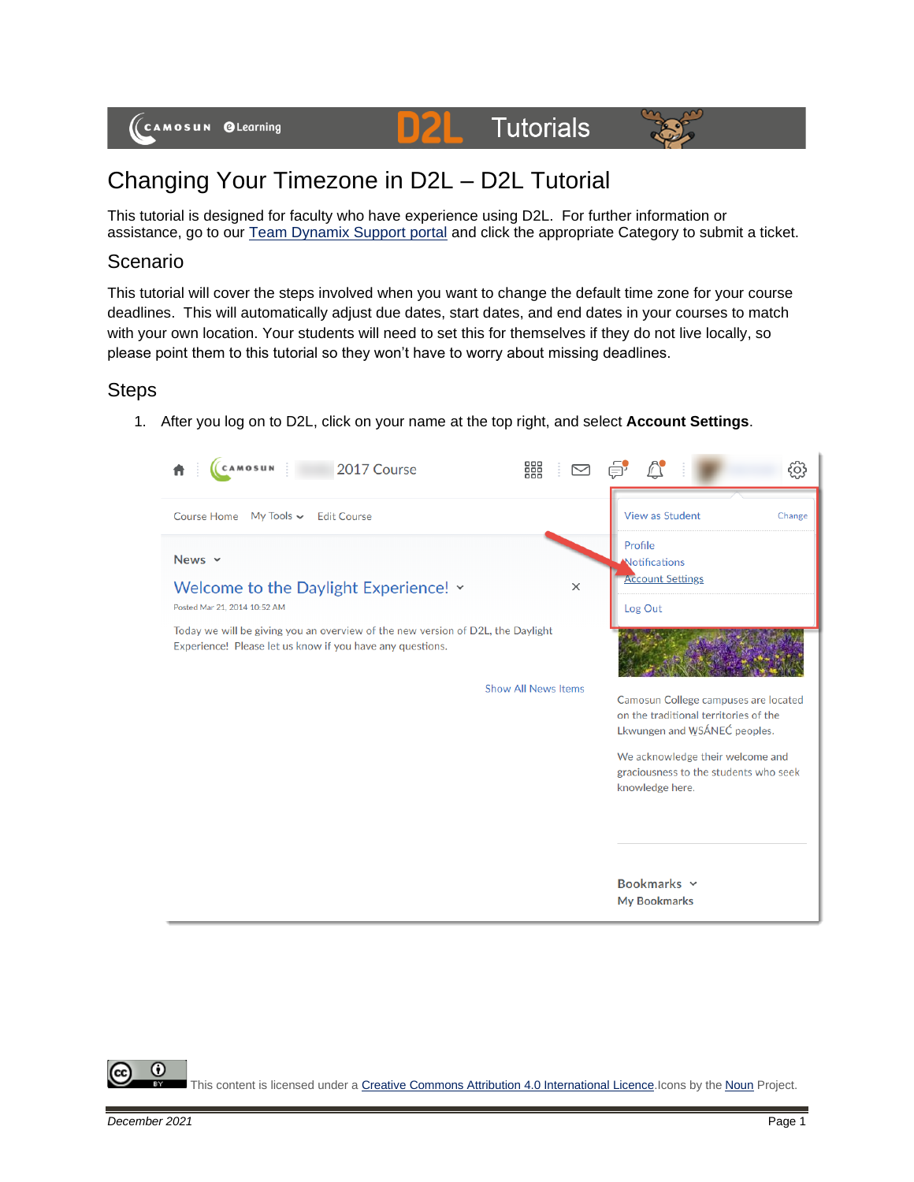# Changing Your Timezone in D2L – D2L Tutorial

This tutorial is designed for faculty who have experience using D2L. For further information or assistance, go to our [Team Dynamix Support portal]() and click the appropriate Category to submit a ticket.

## Scenario

This tutorial will cover the steps involved when you want to change the default time zone for your course deadlines. This will automatically adjust due dates, start dates, and end dates in your courses to match with your own location. Your students will need to set this for themselves if they do not live locally, so please point them to this tutorial so they won't have to worry about missing deadlines.

## Steps

1. After you log on to D2L, click on your name at the top right, and select **Account Settings**.

This content is licensed under a [Creative Commons Attribution 4.0 International Licence](). Icons by the [Noun]() Project.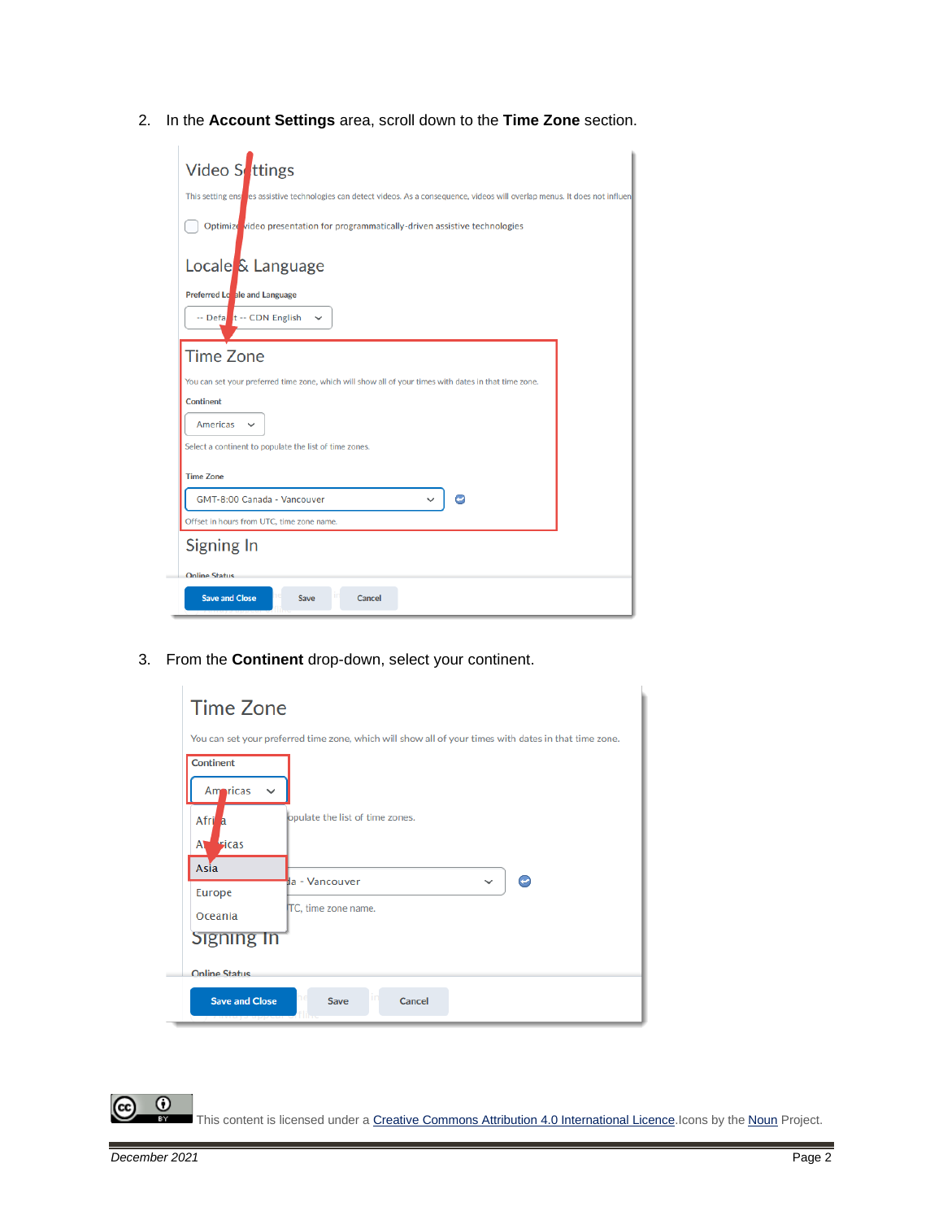2. In the **Account Settings** area, scroll down to the **Time Zone** section.

3. From the **Continent** drop-down, select your continent.

This content is licensed under a [Creative Commons Attribution 4.0 International Licence](). Icons by the [Noun]() Project.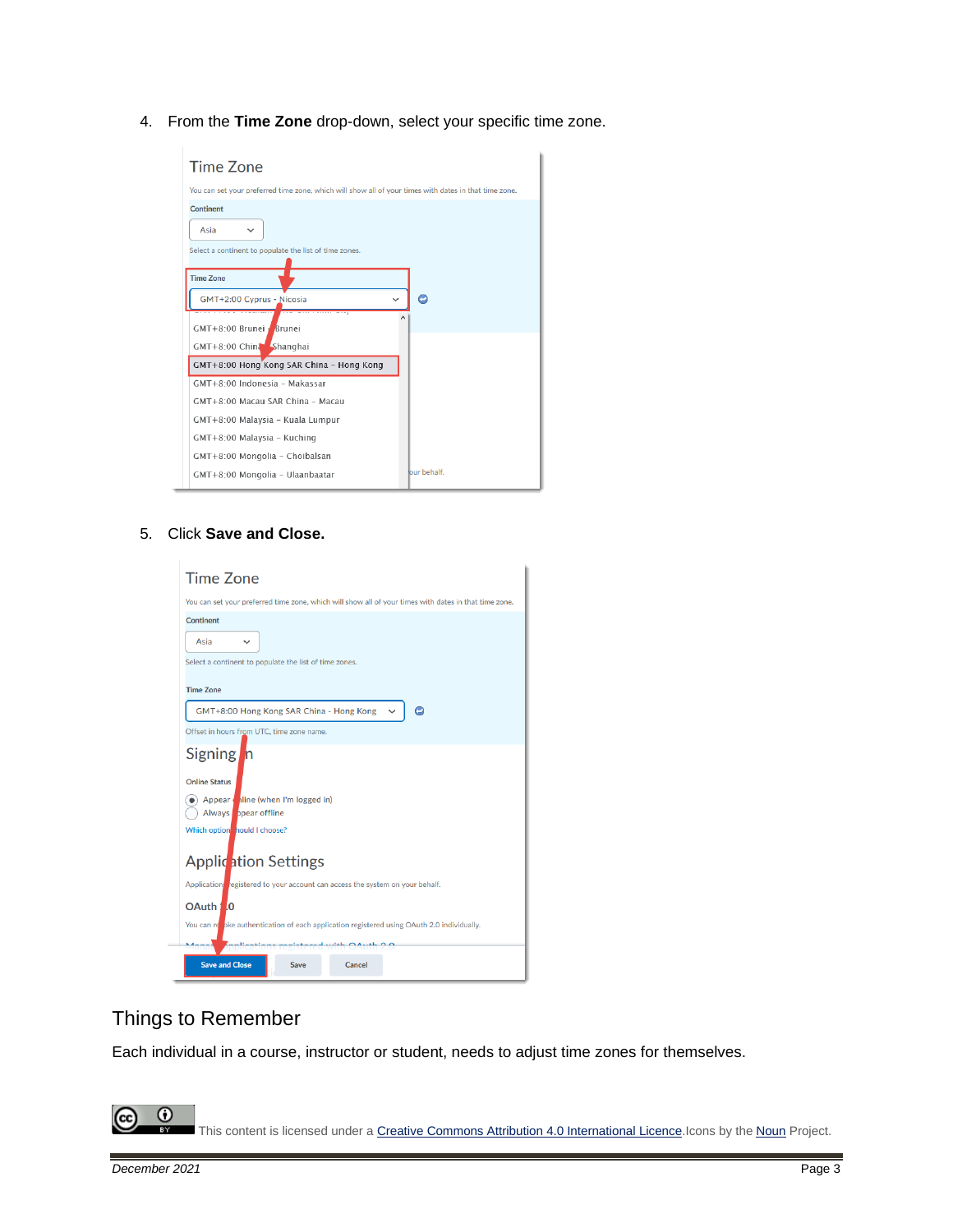4. From the **Time Zone** drop-down, select your specific time zone.

5. Click **Save and Close.**

## Things to Remember

Each individual in a course, instructor or student, needs to adjust time zones for themselves.

This content is licensed under a [Creative Commons Attribution 4.0 International Licence](). Icons by the [Noun]() Project.

*December 2021*